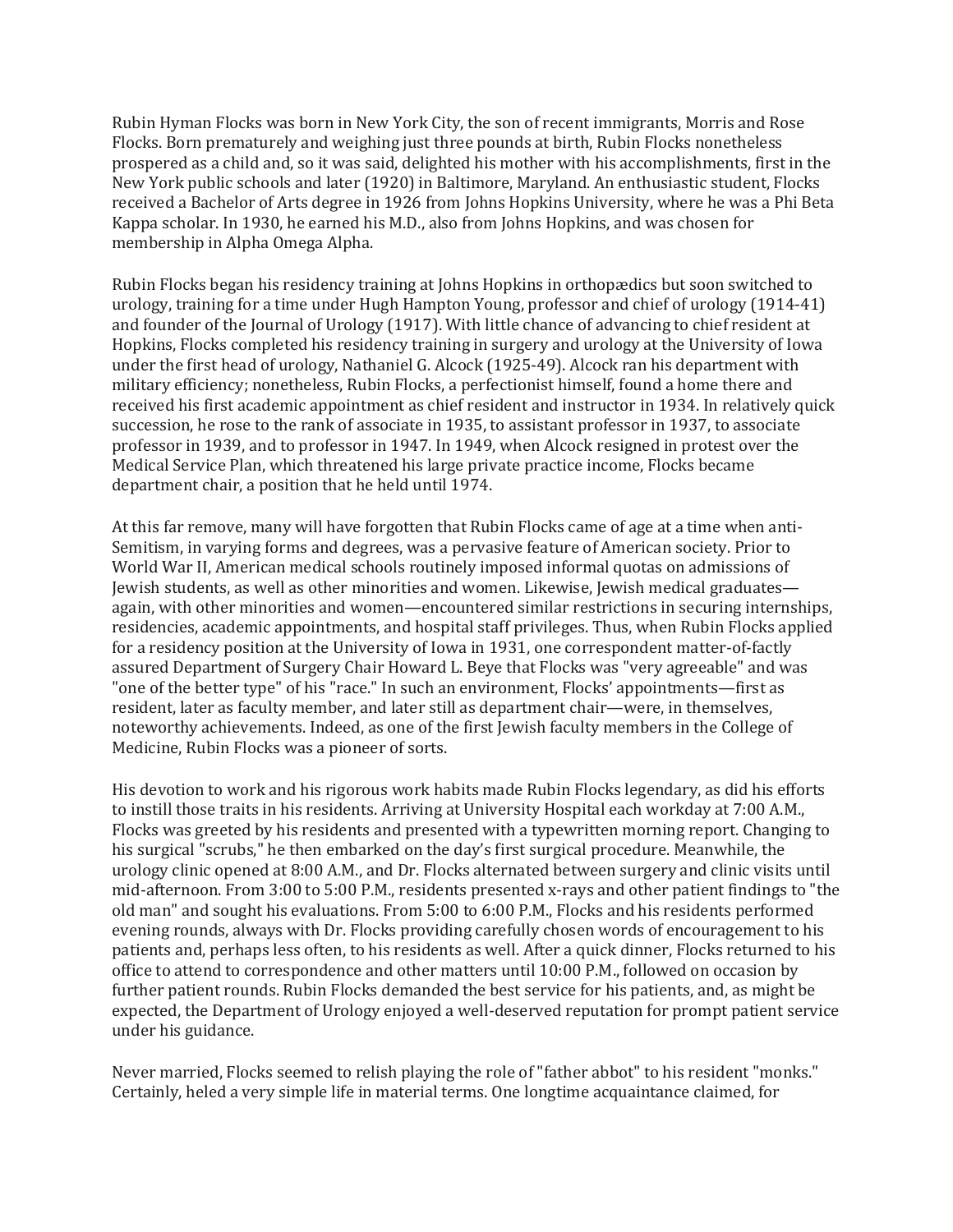Rubin Hyman Flocks was born in New York City, the son of recent immigrants, Morris and Rose Flocks. Born prematurely and weighing just three pounds at birth, Rubin Flocks nonetheless prospered as a child and, so it was said, delighted his mother with his accomplishments, first in the New York public schools and later (1920) in Baltimore, Maryland. An enthusiastic student, Flocks received a Bachelor of Arts degree in 1926 from Johns Hopkins University, where he was a Phi Beta Kappa scholar. In 1930, he earned his M.D., also from Johns Hopkins, and was chosen for membership in Alpha Omega Alpha.

Rubin Flocks began his residency training at Johns Hopkins in orthopædics but soon switched to urology, training for a time under Hugh Hampton Young, professor and chief of urology (1914-41) and founder of the Journal of Urology (1917). With little chance of advancing to chief resident at Hopkins, Flocks completed his residency training in surgery and urology at the University of Iowa under the first head of urology, Nathaniel G. Alcock (1925-49). Alcock ran his department with military efficiency; nonetheless, Rubin Flocks, a perfectionist himself, found a home there and received his first academic appointment as chief resident and instructor in 1934. In relatively quick succession, he rose to the rank of associate in 1935, to assistant professor in 1937, to associate professor in 1939, and to professor in 1947. In 1949, when Alcock resigned in protest over the Medical Service Plan, which threatened his large private practice income, Flocks became department chair, a position that he held until 1974.

At this far remove, many will have forgotten that Rubin Flocks came of age at a time when anti-Semitism, in varying forms and degrees, was a pervasive feature of American society. Prior to World War II, American medical schools routinely imposed informal quotas on admissions of Jewish students, as well as other minorities and women. Likewise, Jewish medical graduates—again, with other minorities and women—encountered similar restrictions in securing internships, residencies, academic appointments, and hospital staff privileges. Thus, when Rubin Flocks applied for a residency position at the University of Iowa in 1931, one correspondent matter-of-factly assured Department of Surgery Chair Howard L. Beye that Flocks was "very agreeable" and was "one of the better type" of his "race." In such an environment, Flocks' appointments—first as resident, later as faculty member, and later still as department chair—were, in themselves, noteworthy achievements. Indeed, as one of the first Jewish faculty members in the College of Medicine, Rubin Flocks was a pioneer of sorts.

His devotion to work and his rigorous work habits made Rubin Flocks legendary, as did his efforts to instill those traits in his residents. Arriving at University Hospital each workday at 7:00 A.M., Flocks was greeted by his residents and presented with a typewritten morning report. Changing to his surgical "scrubs," he then embarked on the day's first surgical procedure. Meanwhile, the urology clinic opened at 8:00 A.M., and Dr. Flocks alternated between surgery and clinic visits until mid-afternoon. From 3:00 to 5:00 P.M., residents presented x-rays and other patient findings to "the old man" and sought his evaluations. From 5:00 to 6:00 P.M., Flocks and his residents performed evening rounds, always with Dr. Flocks providing carefully chosen words of encouragement to his patients and, perhaps less often, to his residents as well. After a quick dinner, Flocks returned to his office to attend to correspondence and other matters until 10:00 P.M., followed on occasion by further patient rounds. Rubin Flocks demanded the best service for his patients, and, as might be expected, the Department of Urology enjoyed a well-deserved reputation for prompt patient service under his guidance.

Never married, Flocks seemed to relish playing the role of "father abbot" to his resident "monks." Certainly, heled a very simple life in material terms. One longtime acquaintance claimed, for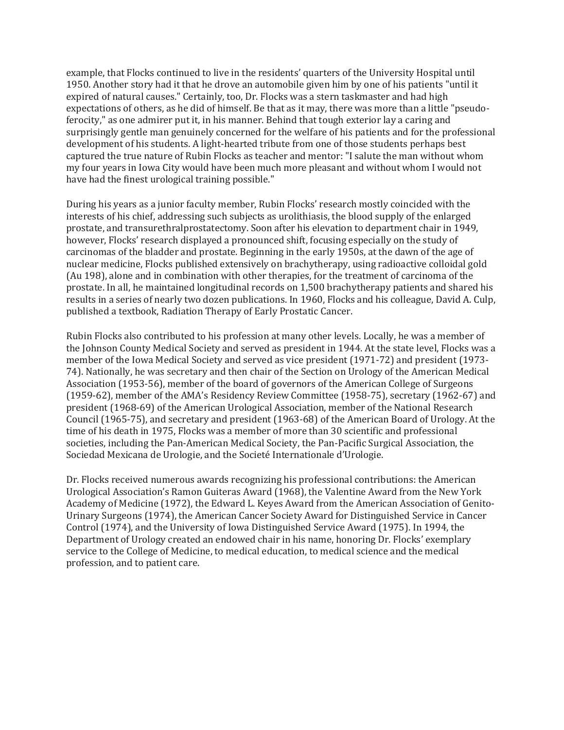example, that Flocks continued to live in the residents' quarters of the University Hospital until 1950. Another story had it that he drove an automobile given him by one of his patients "until it expired of natural causes." Certainly, too, Dr. Flocks was a stern taskmaster and had high expectations of others, as he did of himself. Be that as it may, there was more than a little "pseudo-ferocity," as one admirer put it, in his manner. Behind that tough exterior lay a caring and surprisingly gentle man genuinely concerned for the welfare of his patients and for the professional development of his students. A light-hearted tribute from one of those students perhaps best captured the true nature of Rubin Flocks as teacher and mentor: "I salute the man without whom my four years in Iowa City would have been much more pleasant and without whom I would not have had the finest urological training possible."

During his years as a junior faculty member, Rubin Flocks' research mostly coincided with the interests of his chief, addressing such subjects as urolithiasis, the blood supply of the enlarged prostate, and transurethralprostatectomy. Soon after his elevation to department chair in 1949, however, Flocks' research displayed a pronounced shift, focusing especially on the study of carcinomas of the bladder and prostate. Beginning in the early 1950s, at the dawn of the age of nuclear medicine, Flocks published extensively on brachytherapy, using radioactive colloidal gold (Au 198), alone and in combination with other therapies, for the treatment of carcinoma of the prostate. In all, he maintained longitudinal records on 1,500 brachytherapy patients and shared his results in a series of nearly two dozen publications. In 1960, Flocks and his colleague, David A. Culp, published a textbook, Radiation Therapy of Early Prostatic Cancer.

Rubin Flocks also contributed to his profession at many other levels. Locally, he was a member of the Johnson County Medical Society and served as president in 1944. At the state level, Flocks was a member of the Iowa Medical Society and served as vice president (1971-72) and president (1973-74). Nationally, he was secretary and then chair of the Section on Urology of the American Medical Association (1953-56), member of the board of governors of the American College of Surgeons (1959-62), member of the AMA's Residency Review Committee (1958-75), secretary (1962-67) and president (1968-69) of the American Urological Association, member of the National Research Council (1965-75), and secretary and president (1963-68) of the American Board of Urology. At the time of his death in 1975, Flocks was a member of more than 30 scientific and professional societies, including the Pan-American Medical Society, the Pan-Pacific Surgical Association, the Sociedad Mexicana de Urologie, and the Societé Internationale d'Urologie.

Dr. Flocks received numerous awards recognizing his professional contributions: the American Urological Association's Ramon Guiteras Award (1968), the Valentine Award from the New York Academy of Medicine (1972), the Edward L. Keyes Award from the American Association of Genito-Urinary Surgeons (1974), the American Cancer Society Award for Distinguished Service in Cancer Control (1974), and the University of Iowa Distinguished Service Award (1975). In 1994, the Department of Urology created an endowed chair in his name, honoring Dr. Flocks' exemplary service to the College of Medicine, to medical education, to medical science and the medical profession, and to patient care.